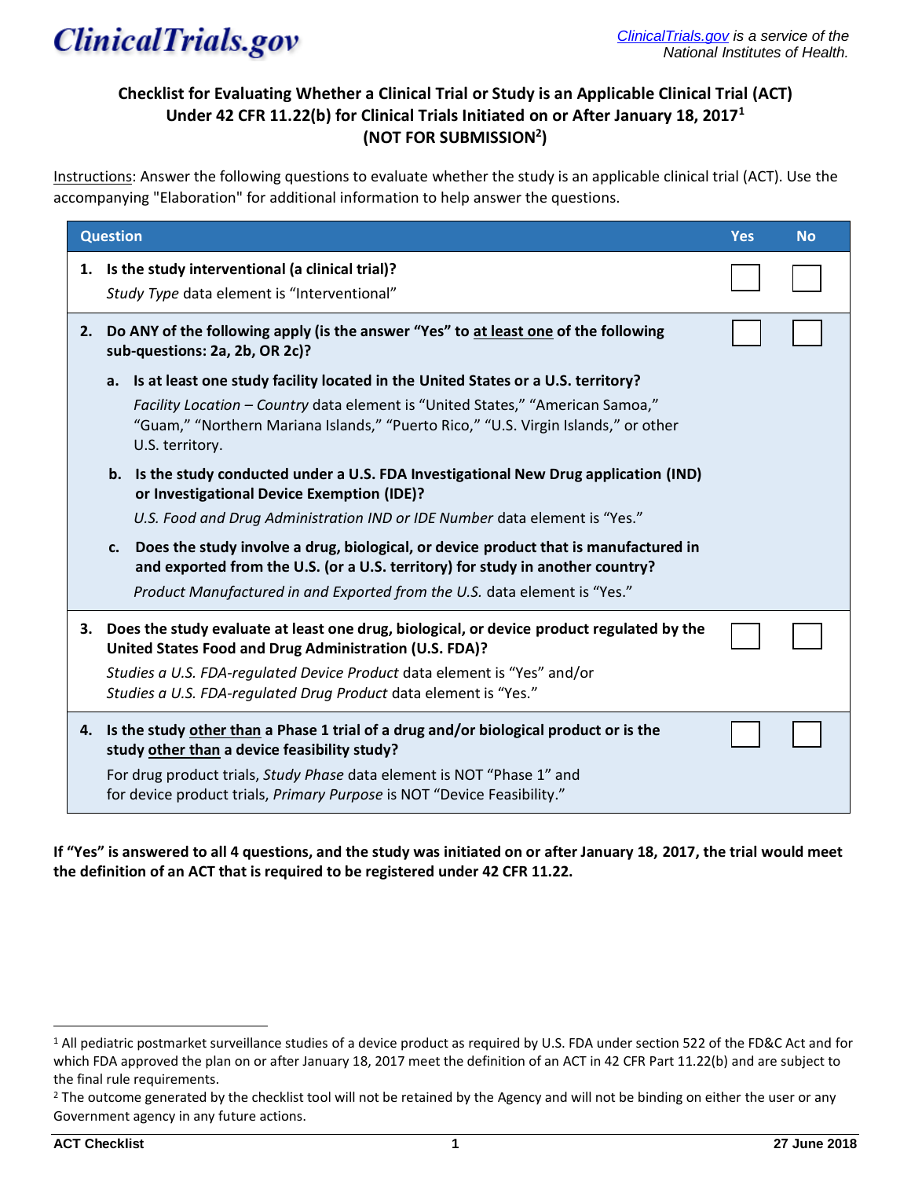ClinicalTrials.gov

ClinicalTrials.gov is a service of the National Institutes of Health.

## Checklist for Evaluating Whether a Clinical Trial or Study is an Applicable Clinical Trial (ACT) Under 42 CFR 11.22(b) for Clinical Trials Initiated on or After January 18, 2017[1] (NOT FOR SUBMISSION[2])

Instructions: Answer the following questions to evaluate whether the study is an applicable clinical trial (ACT). Use the accompanying "Elaboration" for additional information to help answer the questions.

| Question | Yes | No |
|---|---|---|
| **1. Is the study interventional (a clinical trial)?**<br>*Study Type* data element is "Interventional" | ☐ | ☐ |
| **2. Do ANY of the following apply (is the answer "Yes" to at least one of the following sub-questions: 2a, 2b, OR 2c)?**<br>**a. Is at least one study facility located in the United States or a U.S. territory?**<br>*Facility Location – Country* data element is "United States," "American Samoa," "Guam," "Northern Mariana Islands," "Puerto Rico," "U.S. Virgin Islands," or other U.S. territory.<br>**b. Is the study conducted under a U.S. FDA Investigational New Drug application (IND) or Investigational Device Exemption (IDE)?**<br>*U.S. Food and Drug Administration IND or IDE Number* data element is "Yes."<br>**c. Does the study involve a drug, biological, or device product that is manufactured in and exported from the U.S. (or a U.S. territory) for study in another country?**<br>*Product Manufactured in and Exported from the U.S.* data element is "Yes." | ☐ | ☐ |
| **3. Does the study evaluate at least one drug, biological, or device product regulated by the United States Food and Drug Administration (U.S. FDA)?**<br>*Studies a U.S. FDA-regulated Device Product* data element is "Yes" and/or *Studies a U.S. FDA-regulated Drug Product* data element is "Yes." | ☐ | ☐ |
| **4. Is the study other than a Phase 1 trial of a drug and/or biological product or is the study other than a device feasibility study?**<br>For drug product trials, *Study Phase* data element is NOT "Phase 1" and for device product trials, *Primary Purpose* is NOT "Device Feasibility." | ☐ | ☐ |

**If "Yes" is answered to all 4 questions, and the study was initiated on or after January 18, 2017, the trial would meet the definition of an ACT that is required to be registered under 42 CFR 11.22.**

---

[1] All pediatric postmarket surveillance studies of a device product as required by U.S. FDA under section 522 of the FD&C Act and for which FDA approved the plan on or after January 18, 2017 meet the definition of an ACT in 42 CFR Part 11.22(b) and are subject to the final rule requirements.

[2] The outcome generated by the checklist tool will not be retained by the Agency and will not be binding on either the user or any Government agency in any future actions.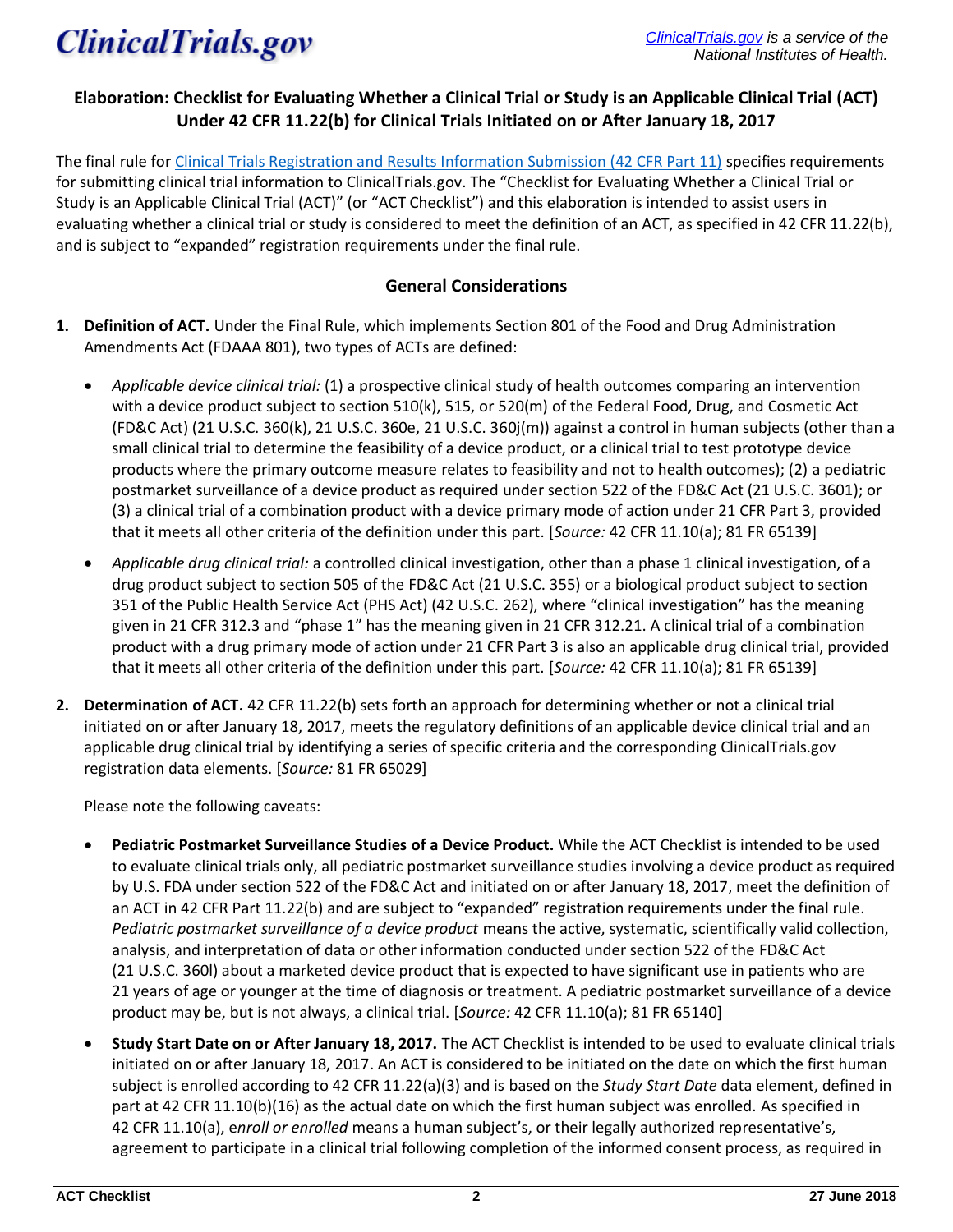# Elaboration: Checklist for Evaluating Whether a Clinical Trial or Study is an Applicable Clinical Trial (ACT) Under 42 CFR 11.22(b) for Clinical Trials Initiated on or After January 18, 2017

The final rule for Clinical Trials Registration and Results Information Submission (42 CFR Part 11) specifies requirements for submitting clinical trial information to ClinicalTrials.gov. The "Checklist for Evaluating Whether a Clinical Trial or Study is an Applicable Clinical Trial (ACT)" (or "ACT Checklist") and this elaboration is intended to assist users in evaluating whether a clinical trial or study is considered to meet the definition of an ACT, as specified in 42 CFR 11.22(b), and is subject to "expanded" registration requirements under the final rule.

## General Considerations

1. **Definition of ACT.** Under the Final Rule, which implements Section 801 of the Food and Drug Administration Amendments Act (FDAAA 801), two types of ACTs are defined:

   - *Applicable device clinical trial:* (1) a prospective clinical study of health outcomes comparing an intervention with a device product subject to section 510(k), 515, or 520(m) of the Federal Food, Drug, and Cosmetic Act (FD&C Act) (21 U.S.C. 360(k), 21 U.S.C. 360e, 21 U.S.C. 360j(m)) against a control in human subjects (other than a small clinical trial to determine the feasibility of a device product, or a clinical trial to test prototype device products where the primary outcome measure relates to feasibility and not to health outcomes); (2) a pediatric postmarket surveillance of a device product as required under section 522 of the FD&C Act (21 U.S.C. 360l); or (3) a clinical trial of a combination product with a device primary mode of action under 21 CFR Part 3, provided that it meets all other criteria of the definition under this part. [*Source:* 42 CFR 11.10(a); 81 FR 65139]

   - *Applicable drug clinical trial:* a controlled clinical investigation, other than a phase 1 clinical investigation, of a drug product subject to section 505 of the FD&C Act (21 U.S.C. 355) or a biological product subject to section 351 of the Public Health Service Act (PHS Act) (42 U.S.C. 262), where "clinical investigation" has the meaning given in 21 CFR 312.3 and "phase 1" has the meaning given in 21 CFR 312.21. A clinical trial of a combination product with a drug primary mode of action under 21 CFR Part 3 is also an applicable drug clinical trial, provided that it meets all other criteria of the definition under this part. [*Source:* 42 CFR 11.10(a); 81 FR 65139]

2. **Determination of ACT.** 42 CFR 11.22(b) sets forth an approach for determining whether or not a clinical trial initiated on or after January 18, 2017, meets the regulatory definitions of an applicable device clinical trial and an applicable drug clinical trial by identifying a series of specific criteria and the corresponding ClinicalTrials.gov registration data elements. [*Source:* 81 FR 65029]

   Please note the following caveats:

   - **Pediatric Postmarket Surveillance Studies of a Device Product.** While the ACT Checklist is intended to be used to evaluate clinical trials only, all pediatric postmarket surveillance studies involving a device product as required by U.S. FDA under section 522 of the FD&C Act and initiated on or after January 18, 2017, meet the definition of an ACT in 42 CFR Part 11.22(b) and are subject to "expanded" registration requirements under the final rule. *Pediatric postmarket surveillance of a device product* means the active, systematic, scientifically valid collection, analysis, and interpretation of data or other information conducted under section 522 of the FD&C Act (21 U.S.C. 360l) about a marketed device product that is expected to have significant use in patients who are 21 years of age or younger at the time of diagnosis or treatment. A pediatric postmarket surveillance of a device product may be, but is not always, a clinical trial. [*Source:* 42 CFR 11.10(a); 81 FR 65140]

   - **Study Start Date on or After January 18, 2017.** The ACT Checklist is intended to be used to evaluate clinical trials initiated on or after January 18, 2017. An ACT is considered to be initiated on the date on which the first human subject is enrolled according to 42 CFR 11.22(a)(3) and is based on the *Study Start Date* data element, defined in part at 42 CFR 11.10(b)(16) as the actual date on which the first human subject was enrolled. As specified in 42 CFR 11.10(a), e*nroll or enrolled* means a human subject's, or their legally authorized representative's, agreement to participate in a clinical trial following completion of the informed consent process, as required in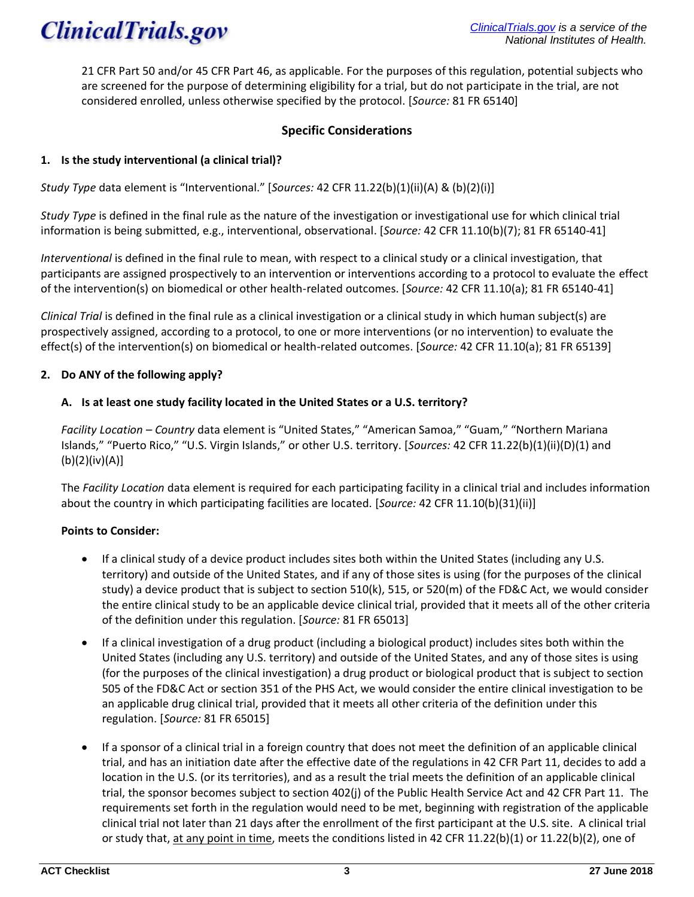21 CFR Part 50 and/or 45 CFR Part 46, as applicable. For the purposes of this regulation, potential subjects who are screened for the purpose of determining eligibility for a trial, but do not participate in the trial, are not considered enrolled, unless otherwise specified by the protocol. [*Source:* 81 FR 65140]

## Specific Considerations

### 1. Is the study interventional (a clinical trial)?

*Study Type* data element is "Interventional." [*Sources:* 42 CFR 11.22(b)(1)(ii)(A) & (b)(2)(i)]

*Study Type* is defined in the final rule as the nature of the investigation or investigational use for which clinical trial information is being submitted, e.g., interventional, observational. [*Source:* 42 CFR 11.10(b)(7); 81 FR 65140-41]

*Interventional* is defined in the final rule to mean, with respect to a clinical study or a clinical investigation, that participants are assigned prospectively to an intervention or interventions according to a protocol to evaluate the effect of the intervention(s) on biomedical or other health-related outcomes. [*Source:* 42 CFR 11.10(a); 81 FR 65140-41]

*Clinical Trial* is defined in the final rule as a clinical investigation or a clinical study in which human subject(s) are prospectively assigned, according to a protocol, to one or more interventions (or no intervention) to evaluate the effect(s) of the intervention(s) on biomedical or health-related outcomes. [*Source:* 42 CFR 11.10(a); 81 FR 65139]

### 2. Do ANY of the following apply?

#### A. Is at least one study facility located in the United States or a U.S. territory?

*Facility Location – Country* data element is "United States," "American Samoa," "Guam," "Northern Mariana Islands," "Puerto Rico," "U.S. Virgin Islands," or other U.S. territory. [*Sources:* 42 CFR 11.22(b)(1)(ii)(D)(1) and (b)(2)(iv)(A)]

The *Facility Location* data element is required for each participating facility in a clinical trial and includes information about the country in which participating facilities are located. [*Source:* 42 CFR 11.10(b)(31)(ii)]

**Points to Consider:**

- If a clinical study of a device product includes sites both within the United States (including any U.S. territory) and outside of the United States, and if any of those sites is using (for the purposes of the clinical study) a device product that is subject to section 510(k), 515, or 520(m) of the FD&C Act, we would consider the entire clinical study to be an applicable device clinical trial, provided that it meets all of the other criteria of the definition under this regulation. [*Source:* 81 FR 65013]
- If a clinical investigation of a drug product (including a biological product) includes sites both within the United States (including any U.S. territory) and outside of the United States, and any of those sites is using (for the purposes of the clinical investigation) a drug product or biological product that is subject to section 505 of the FD&C Act or section 351 of the PHS Act, we would consider the entire clinical investigation to be an applicable drug clinical trial, provided that it meets all other criteria of the definition under this regulation. [*Source:* 81 FR 65015]
- If a sponsor of a clinical trial in a foreign country that does not meet the definition of an applicable clinical trial, and has an initiation date after the effective date of the regulations in 42 CFR Part 11, decides to add a location in the U.S. (or its territories), and as a result the trial meets the definition of an applicable clinical trial, the sponsor becomes subject to section 402(j) of the Public Health Service Act and 42 CFR Part 11. The requirements set forth in the regulation would need to be met, beginning with registration of the applicable clinical trial not later than 21 days after the enrollment of the first participant at the U.S. site. A clinical trial or study that, <u>at any point in time</u>, meets the conditions listed in 42 CFR 11.22(b)(1) or 11.22(b)(2), one of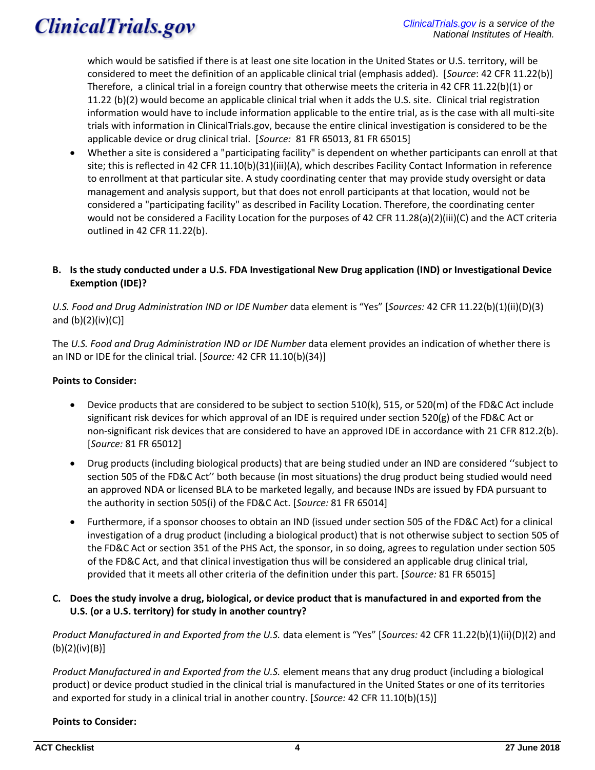which would be satisfied if there is at least one site location in the United States or U.S. territory, will be considered to meet the definition of an applicable clinical trial (emphasis added). [*Source*: 42 CFR 11.22(b)] Therefore, a clinical trial in a foreign country that otherwise meets the criteria in 42 CFR 11.22(b)(1) or 11.22 (b)(2) would become an applicable clinical trial when it adds the U.S. site. Clinical trial registration information would have to include information applicable to the entire trial, as is the case with all multi-site trials with information in ClinicalTrials.gov, because the entire clinical investigation is considered to be the applicable device or drug clinical trial. [*Source:* 81 FR 65013, 81 FR 65015]

- Whether a site is considered a "participating facility" is dependent on whether participants can enroll at that site; this is reflected in 42 CFR 11.10(b)(31)(iii)(A), which describes Facility Contact Information in reference to enrollment at that particular site. A study coordinating center that may provide study oversight or data management and analysis support, but that does not enroll participants at that location, would not be considered a "participating facility" as described in Facility Location. Therefore, the coordinating center would not be considered a Facility Location for the purposes of 42 CFR 11.28(a)(2)(iii)(C) and the ACT criteria outlined in 42 CFR 11.22(b).

**B. Is the study conducted under a U.S. FDA Investigational New Drug application (IND) or Investigational Device Exemption (IDE)?**

*U.S. Food and Drug Administration IND or IDE Number* data element is "Yes" [*Sources:* 42 CFR 11.22(b)(1)(ii)(D)(3) and (b)(2)(iv)(C)]

The *U.S. Food and Drug Administration IND or IDE Number* data element provides an indication of whether there is an IND or IDE for the clinical trial. [*Source:* 42 CFR 11.10(b)(34)]

**Points to Consider:**

- Device products that are considered to be subject to section 510(k), 515, or 520(m) of the FD&C Act include significant risk devices for which approval of an IDE is required under section 520(g) of the FD&C Act or non-significant risk devices that are considered to have an approved IDE in accordance with 21 CFR 812.2(b). [*Source:* 81 FR 65012]
- Drug products (including biological products) that are being studied under an IND are considered ''subject to section 505 of the FD&C Act'' both because (in most situations) the drug product being studied would need an approved NDA or licensed BLA to be marketed legally, and because INDs are issued by FDA pursuant to the authority in section 505(i) of the FD&C Act. [*Source:* 81 FR 65014]
- Furthermore, if a sponsor chooses to obtain an IND (issued under section 505 of the FD&C Act) for a clinical investigation of a drug product (including a biological product) that is not otherwise subject to section 505 of the FD&C Act or section 351 of the PHS Act, the sponsor, in so doing, agrees to regulation under section 505 of the FD&C Act, and that clinical investigation thus will be considered an applicable drug clinical trial, provided that it meets all other criteria of the definition under this part. [*Source:* 81 FR 65015]

**C. Does the study involve a drug, biological, or device product that is manufactured in and exported from the U.S. (or a U.S. territory) for study in another country?**

*Product Manufactured in and Exported from the U.S.* data element is "Yes" [*Sources:* 42 CFR 11.22(b)(1)(ii)(D)(2) and (b)(2)(iv)(B)]

*Product Manufactured in and Exported from the U.S.* element means that any drug product (including a biological product) or device product studied in the clinical trial is manufactured in the United States or one of its territories and exported for study in a clinical trial in another country. [*Source:* 42 CFR 11.10(b)(15)]

**Points to Consider:**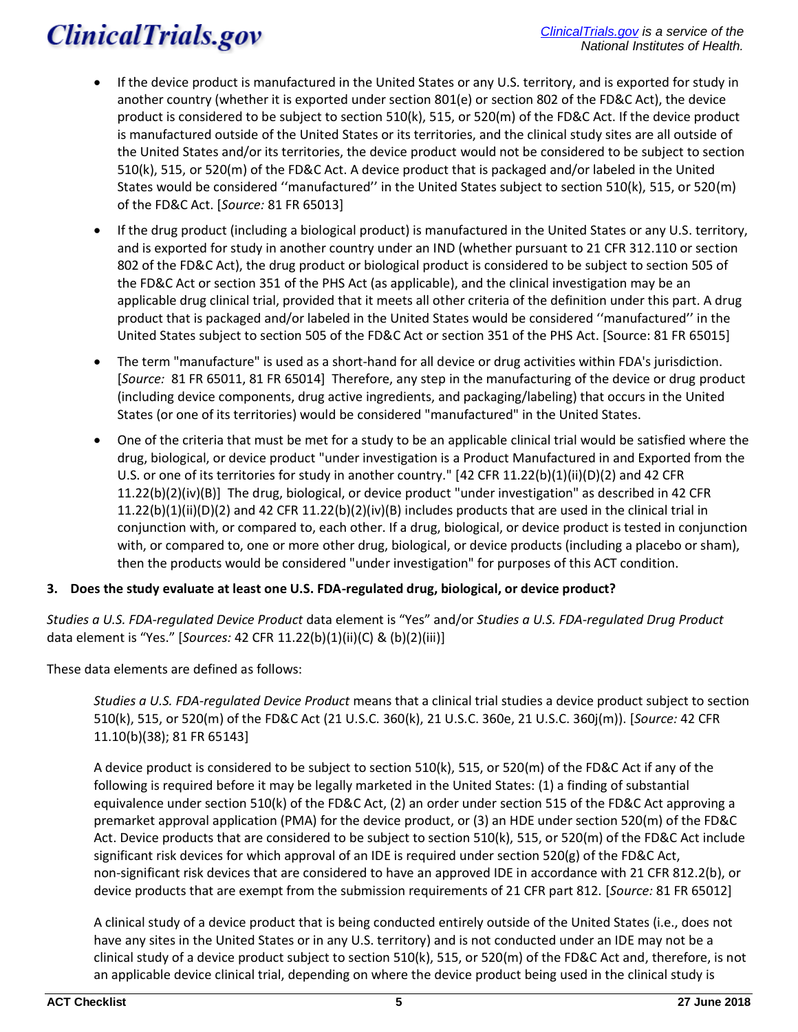- If the device product is manufactured in the United States or any U.S. territory, and is exported for study in another country (whether it is exported under section 801(e) or section 802 of the FD&C Act), the device product is considered to be subject to section 510(k), 515, or 520(m) of the FD&C Act. If the device product is manufactured outside of the United States or its territories, and the clinical study sites are all outside of the United States and/or its territories, the device product would not be considered to be subject to section 510(k), 515, or 520(m) of the FD&C Act. A device product that is packaged and/or labeled in the United States would be considered ''manufactured'' in the United States subject to section 510(k), 515, or 520(m) of the FD&C Act. [*Source:* 81 FR 65013]
- If the drug product (including a biological product) is manufactured in the United States or any U.S. territory, and is exported for study in another country under an IND (whether pursuant to 21 CFR 312.110 or section 802 of the FD&C Act), the drug product or biological product is considered to be subject to section 505 of the FD&C Act or section 351 of the PHS Act (as applicable), and the clinical investigation may be an applicable drug clinical trial, provided that it meets all other criteria of the definition under this part. A drug product that is packaged and/or labeled in the United States would be considered ''manufactured'' in the United States subject to section 505 of the FD&C Act or section 351 of the PHS Act. [Source: 81 FR 65015]
- The term "manufacture" is used as a short-hand for all device or drug activities within FDA's jurisdiction. [*Source:* 81 FR 65011, 81 FR 65014] Therefore, any step in the manufacturing of the device or drug product (including device components, drug active ingredients, and packaging/labeling) that occurs in the United States (or one of its territories) would be considered "manufactured" in the United States.
- One of the criteria that must be met for a study to be an applicable clinical trial would be satisfied where the drug, biological, or device product "under investigation is a Product Manufactured in and Exported from the U.S. or one of its territories for study in another country." [42 CFR 11.22(b)(1)(ii)(D)(2) and 42 CFR 11.22(b)(2)(iv)(B)] The drug, biological, or device product "under investigation" as described in 42 CFR 11.22(b)(1)(ii)(D)(2) and 42 CFR 11.22(b)(2)(iv)(B) includes products that are used in the clinical trial in conjunction with, or compared to, each other. If a drug, biological, or device product is tested in conjunction with, or compared to, one or more other drug, biological, or device products (including a placebo or sham), then the products would be considered "under investigation" for purposes of this ACT condition.

**3. Does the study evaluate at least one U.S. FDA-regulated drug, biological, or device product?**

*Studies a U.S. FDA-regulated Device Product* data element is "Yes" and/or *Studies a U.S. FDA-regulated Drug Product* data element is "Yes." [*Sources:* 42 CFR 11.22(b)(1)(ii)(C) & (b)(2)(iii)]

These data elements are defined as follows:

> *Studies a U.S. FDA-regulated Device Product* means that a clinical trial studies a device product subject to section 510(k), 515, or 520(m) of the FD&C Act (21 U.S.C. 360(k), 21 U.S.C. 360e, 21 U.S.C. 360j(m)). [*Source:* 42 CFR 11.10(b)(38); 81 FR 65143]
>
> A device product is considered to be subject to section 510(k), 515, or 520(m) of the FD&C Act if any of the following is required before it may be legally marketed in the United States: (1) a finding of substantial equivalence under section 510(k) of the FD&C Act, (2) an order under section 515 of the FD&C Act approving a premarket approval application (PMA) for the device product, or (3) an HDE under section 520(m) of the FD&C Act. Device products that are considered to be subject to section 510(k), 515, or 520(m) of the FD&C Act include significant risk devices for which approval of an IDE is required under section 520(g) of the FD&C Act, non-significant risk devices that are considered to have an approved IDE in accordance with 21 CFR 812.2(b), or device products that are exempt from the submission requirements of 21 CFR part 812. [*Source:* 81 FR 65012]
>
> A clinical study of a device product that is being conducted entirely outside of the United States (i.e., does not have any sites in the United States or in any U.S. territory) and is not conducted under an IDE may not be a clinical study of a device product subject to section 510(k), 515, or 520(m) of the FD&C Act and, therefore, is not an applicable device clinical trial, depending on where the device product being used in the clinical study is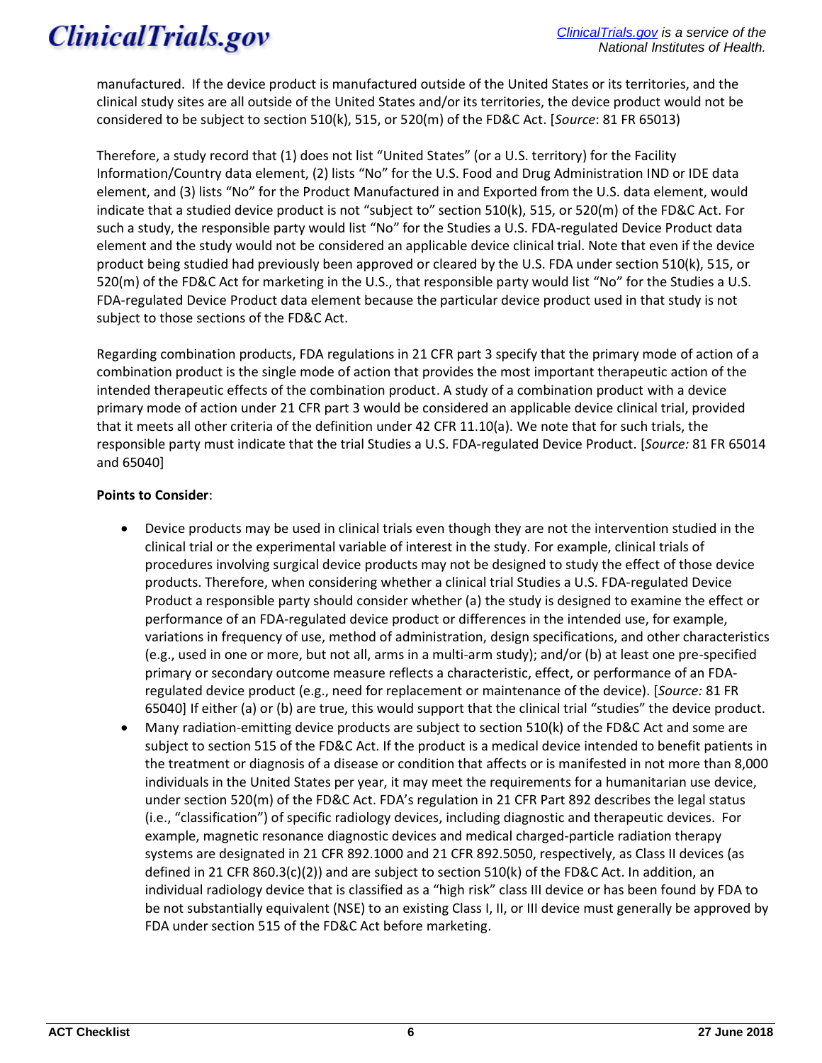manufactured. If the device product is manufactured outside of the United States or its territories, and the clinical study sites are all outside of the United States and/or its territories, the device product would not be considered to be subject to section 510(k), 515, or 520(m) of the FD&C Act. [*Source*: 81 FR 65013)

Therefore, a study record that (1) does not list "United States" (or a U.S. territory) for the Facility Information/Country data element, (2) lists "No" for the U.S. Food and Drug Administration IND or IDE data element, and (3) lists "No" for the Product Manufactured in and Exported from the U.S. data element, would indicate that a studied device product is not "subject to" section 510(k), 515, or 520(m) of the FD&C Act. For such a study, the responsible party would list "No" for the Studies a U.S. FDA-regulated Device Product data element and the study would not be considered an applicable device clinical trial. Note that even if the device product being studied had previously been approved or cleared by the U.S. FDA under section 510(k), 515, or 520(m) of the FD&C Act for marketing in the U.S., that responsible party would list "No" for the Studies a U.S. FDA-regulated Device Product data element because the particular device product used in that study is not subject to those sections of the FD&C Act.

Regarding combination products, FDA regulations in 21 CFR part 3 specify that the primary mode of action of a combination product is the single mode of action that provides the most important therapeutic action of the intended therapeutic effects of the combination product. A study of a combination product with a device primary mode of action under 21 CFR part 3 would be considered an applicable device clinical trial, provided that it meets all other criteria of the definition under 42 CFR 11.10(a). We note that for such trials, the responsible party must indicate that the trial Studies a U.S. FDA-regulated Device Product. [*Source:* 81 FR 65014 and 65040]

**Points to Consider**:

- Device products may be used in clinical trials even though they are not the intervention studied in the clinical trial or the experimental variable of interest in the study. For example, clinical trials of procedures involving surgical device products may not be designed to study the effect of those device products. Therefore, when considering whether a clinical trial Studies a U.S. FDA-regulated Device Product a responsible party should consider whether (a) the study is designed to examine the effect or performance of an FDA-regulated device product or differences in the intended use, for example, variations in frequency of use, method of administration, design specifications, and other characteristics (e.g., used in one or more, but not all, arms in a multi-arm study); and/or (b) at least one pre-specified primary or secondary outcome measure reflects a characteristic, effect, or performance of an FDA-regulated device product (e.g., need for replacement or maintenance of the device). [*Source:* 81 FR 65040] If either (a) or (b) are true, this would support that the clinical trial "studies" the device product.
- Many radiation-emitting device products are subject to section 510(k) of the FD&C Act and some are subject to section 515 of the FD&C Act. If the product is a medical device intended to benefit patients in the treatment or diagnosis of a disease or condition that affects or is manifested in not more than 8,000 individuals in the United States per year, it may meet the requirements for a humanitarian use device, under section 520(m) of the FD&C Act. FDA's regulation in 21 CFR Part 892 describes the legal status (i.e., "classification") of specific radiology devices, including diagnostic and therapeutic devices. For example, magnetic resonance diagnostic devices and medical charged-particle radiation therapy systems are designated in 21 CFR 892.1000 and 21 CFR 892.5050, respectively, as Class II devices (as defined in 21 CFR 860.3(c)(2)) and are subject to section 510(k) of the FD&C Act. In addition, an individual radiology device that is classified as a "high risk" class III device or has been found by FDA to be not substantially equivalent (NSE) to an existing Class I, II, or III device must generally be approved by FDA under section 515 of the FD&C Act before marketing.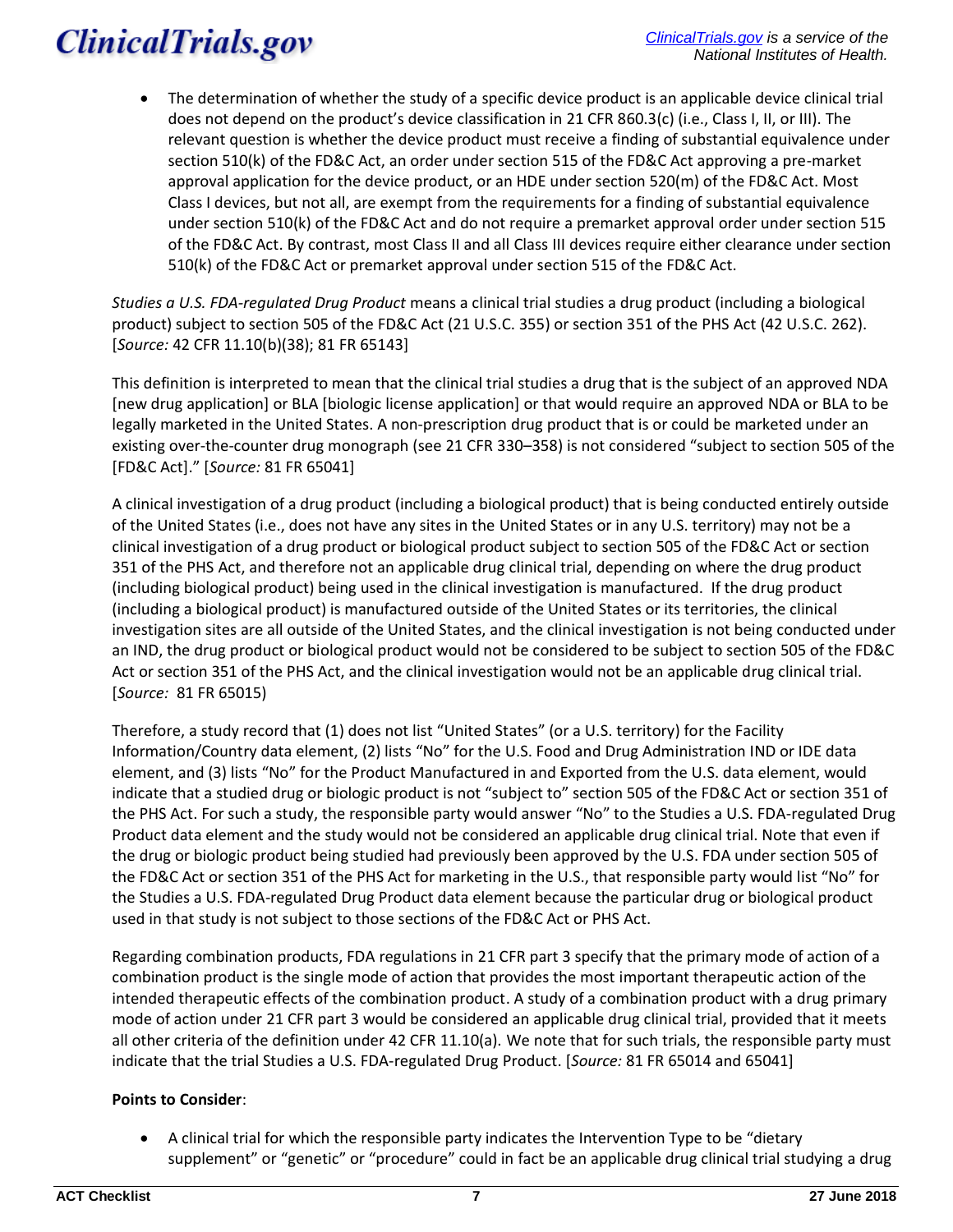- The determination of whether the study of a specific device product is an applicable device clinical trial does not depend on the product's device classification in 21 CFR 860.3(c) (i.e., Class I, II, or III). The relevant question is whether the device product must receive a finding of substantial equivalence under section 510(k) of the FD&C Act, an order under section 515 of the FD&C Act approving a pre-market approval application for the device product, or an HDE under section 520(m) of the FD&C Act. Most Class I devices, but not all, are exempt from the requirements for a finding of substantial equivalence under section 510(k) of the FD&C Act and do not require a premarket approval order under section 515 of the FD&C Act. By contrast, most Class II and all Class III devices require either clearance under section 510(k) of the FD&C Act or premarket approval under section 515 of the FD&C Act.

*Studies a U.S. FDA-regulated Drug Product* means a clinical trial studies a drug product (including a biological product) subject to section 505 of the FD&C Act (21 U.S.C. 355) or section 351 of the PHS Act (42 U.S.C. 262). [*Source:* 42 CFR 11.10(b)(38); 81 FR 65143]

This definition is interpreted to mean that the clinical trial studies a drug that is the subject of an approved NDA [new drug application] or BLA [biologic license application] or that would require an approved NDA or BLA to be legally marketed in the United States. A non-prescription drug product that is or could be marketed under an existing over-the-counter drug monograph (see 21 CFR 330–358) is not considered "subject to section 505 of the [FD&C Act]." [*Source:* 81 FR 65041]

A clinical investigation of a drug product (including a biological product) that is being conducted entirely outside of the United States (i.e., does not have any sites in the United States or in any U.S. territory) may not be a clinical investigation of a drug product or biological product subject to section 505 of the FD&C Act or section 351 of the PHS Act, and therefore not an applicable drug clinical trial, depending on where the drug product (including biological product) being used in the clinical investigation is manufactured. If the drug product (including a biological product) is manufactured outside of the United States or its territories, the clinical investigation sites are all outside of the United States, and the clinical investigation is not being conducted under an IND, the drug product or biological product would not be considered to be subject to section 505 of the FD&C Act or section 351 of the PHS Act, and the clinical investigation would not be an applicable drug clinical trial. [*Source:* 81 FR 65015)

Therefore, a study record that (1) does not list "United States" (or a U.S. territory) for the Facility Information/Country data element, (2) lists "No" for the U.S. Food and Drug Administration IND or IDE data element, and (3) lists "No" for the Product Manufactured in and Exported from the U.S. data element, would indicate that a studied drug or biologic product is not "subject to" section 505 of the FD&C Act or section 351 of the PHS Act. For such a study, the responsible party would answer "No" to the Studies a U.S. FDA-regulated Drug Product data element and the study would not be considered an applicable drug clinical trial. Note that even if the drug or biologic product being studied had previously been approved by the U.S. FDA under section 505 of the FD&C Act or section 351 of the PHS Act for marketing in the U.S., that responsible party would list "No" for the Studies a U.S. FDA-regulated Drug Product data element because the particular drug or biological product used in that study is not subject to those sections of the FD&C Act or PHS Act.

Regarding combination products, FDA regulations in 21 CFR part 3 specify that the primary mode of action of a combination product is the single mode of action that provides the most important therapeutic action of the intended therapeutic effects of the combination product. A study of a combination product with a drug primary mode of action under 21 CFR part 3 would be considered an applicable drug clinical trial, provided that it meets all other criteria of the definition under 42 CFR 11.10(a). We note that for such trials, the responsible party must indicate that the trial Studies a U.S. FDA-regulated Drug Product. [*Source:* 81 FR 65014 and 65041]

**Points to Consider**:

- A clinical trial for which the responsible party indicates the Intervention Type to be "dietary supplement" or "genetic" or "procedure" could in fact be an applicable drug clinical trial studying a drug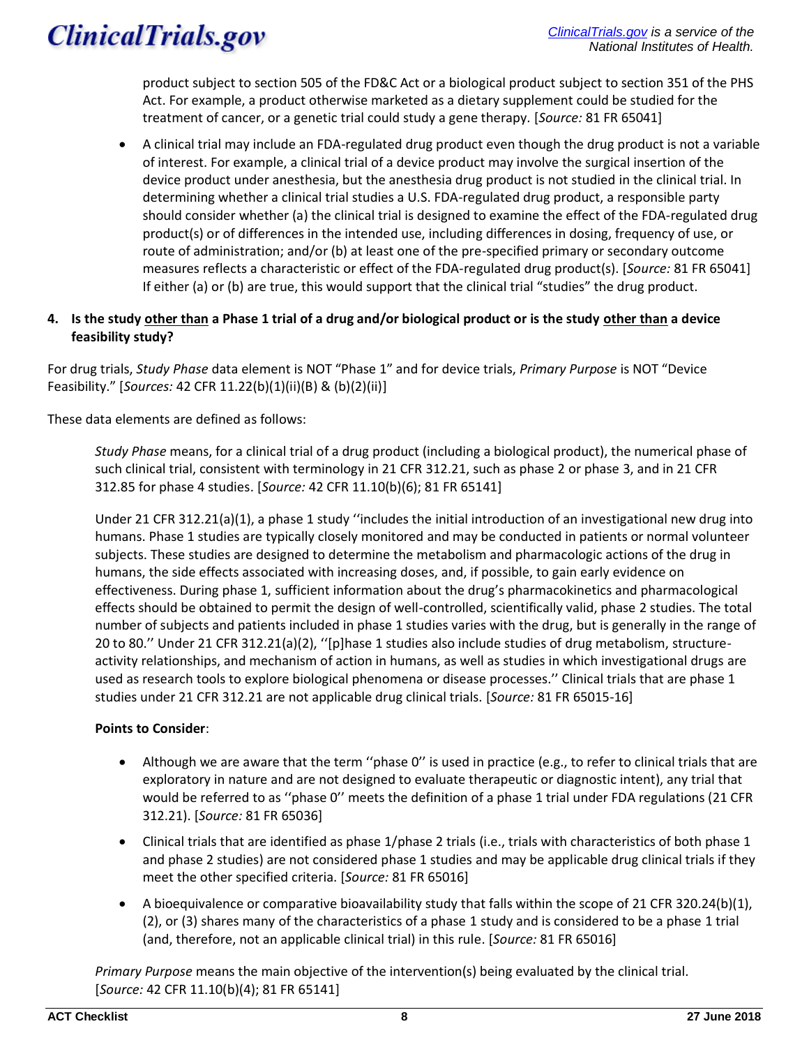product subject to section 505 of the FD&C Act or a biological product subject to section 351 of the PHS Act. For example, a product otherwise marketed as a dietary supplement could be studied for the treatment of cancer, or a genetic trial could study a gene therapy. [*Source:* 81 FR 65041]

- A clinical trial may include an FDA-regulated drug product even though the drug product is not a variable of interest. For example, a clinical trial of a device product may involve the surgical insertion of the device product under anesthesia, but the anesthesia drug product is not studied in the clinical trial. In determining whether a clinical trial studies a U.S. FDA-regulated drug product, a responsible party should consider whether (a) the clinical trial is designed to examine the effect of the FDA-regulated drug product(s) or of differences in the intended use, including differences in dosing, frequency of use, or route of administration; and/or (b) at least one of the pre-specified primary or secondary outcome measures reflects a characteristic or effect of the FDA-regulated drug product(s). [*Source:* 81 FR 65041] If either (a) or (b) are true, this would support that the clinical trial "studies" the drug product.

**4. Is the study <u>other than</u> a Phase 1 trial of a drug and/or biological product or is the study <u>other than</u> a device feasibility study?**

For drug trials, *Study Phase* data element is NOT "Phase 1" and for device trials, *Primary Purpose* is NOT "Device Feasibility." [*Sources:* 42 CFR 11.22(b)(1)(ii)(B) & (b)(2)(ii)]

These data elements are defined as follows:

*Study Phase* means, for a clinical trial of a drug product (including a biological product), the numerical phase of such clinical trial, consistent with terminology in 21 CFR 312.21, such as phase 2 or phase 3, and in 21 CFR 312.85 for phase 4 studies. [*Source:* 42 CFR 11.10(b)(6); 81 FR 65141]

Under 21 CFR 312.21(a)(1), a phase 1 study ''includes the initial introduction of an investigational new drug into humans. Phase 1 studies are typically closely monitored and may be conducted in patients or normal volunteer subjects. These studies are designed to determine the metabolism and pharmacologic actions of the drug in humans, the side effects associated with increasing doses, and, if possible, to gain early evidence on effectiveness. During phase 1, sufficient information about the drug's pharmacokinetics and pharmacological effects should be obtained to permit the design of well-controlled, scientifically valid, phase 2 studies. The total number of subjects and patients included in phase 1 studies varies with the drug, but is generally in the range of 20 to 80.'' Under 21 CFR 312.21(a)(2), ''[p]hase 1 studies also include studies of drug metabolism, structure-activity relationships, and mechanism of action in humans, as well as studies in which investigational drugs are used as research tools to explore biological phenomena or disease processes.'' Clinical trials that are phase 1 studies under 21 CFR 312.21 are not applicable drug clinical trials. [*Source:* 81 FR 65015-16]

**Points to Consider**:

- Although we are aware that the term ''phase 0'' is used in practice (e.g., to refer to clinical trials that are exploratory in nature and are not designed to evaluate therapeutic or diagnostic intent), any trial that would be referred to as ''phase 0'' meets the definition of a phase 1 trial under FDA regulations (21 CFR 312.21). [*Source:* 81 FR 65036]
- Clinical trials that are identified as phase 1/phase 2 trials (i.e., trials with characteristics of both phase 1 and phase 2 studies) are not considered phase 1 studies and may be applicable drug clinical trials if they meet the other specified criteria. [*Source:* 81 FR 65016]
- A bioequivalence or comparative bioavailability study that falls within the scope of 21 CFR 320.24(b)(1), (2), or (3) shares many of the characteristics of a phase 1 study and is considered to be a phase 1 trial (and, therefore, not an applicable clinical trial) in this rule. [*Source:* 81 FR 65016]

*Primary Purpose* means the main objective of the intervention(s) being evaluated by the clinical trial. [*Source:* 42 CFR 11.10(b)(4); 81 FR 65141]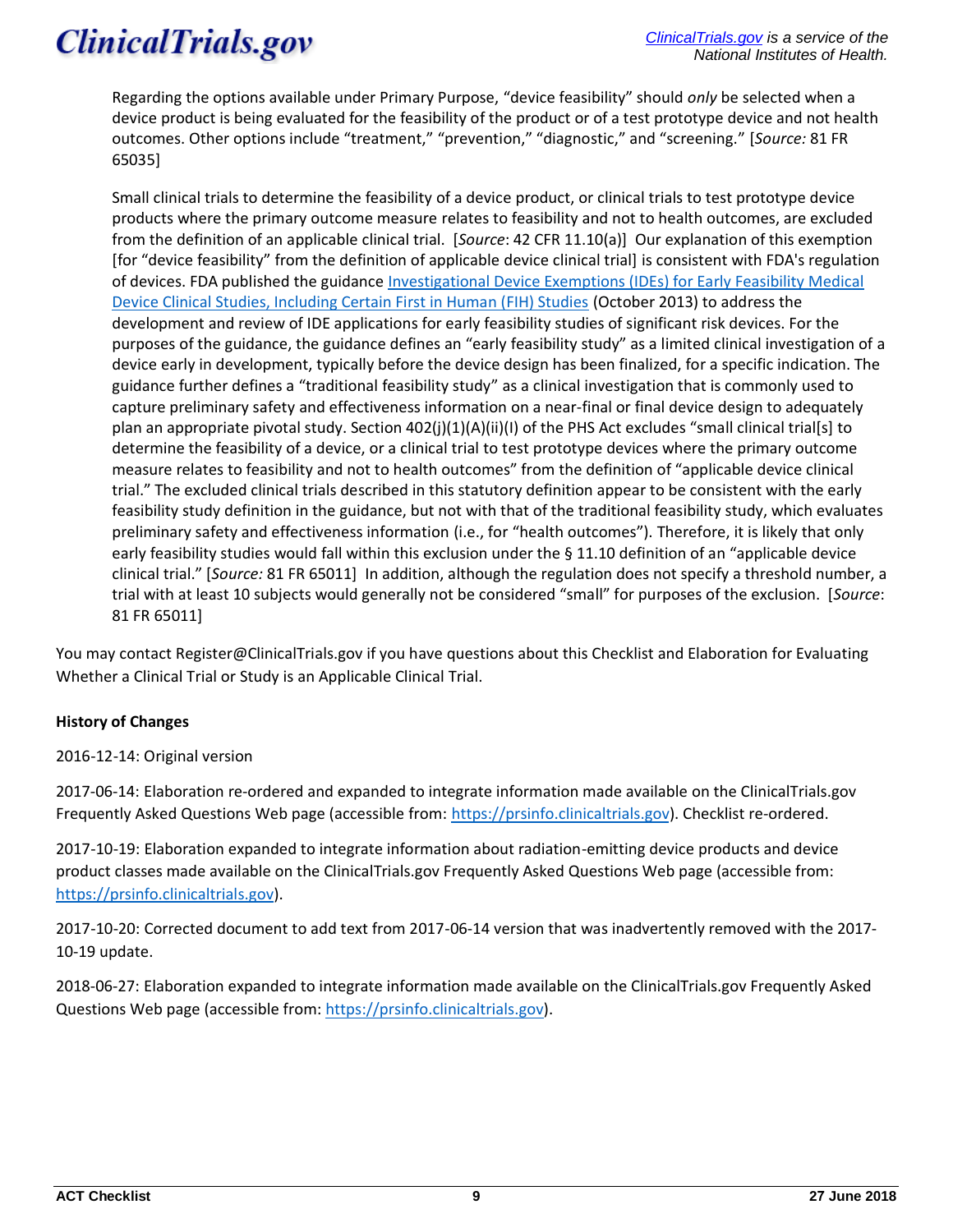Regarding the options available under Primary Purpose, “device feasibility” should *only* be selected when a device product is being evaluated for the feasibility of the product or of a test prototype device and not health outcomes. Other options include “treatment,” “prevention,” “diagnostic,” and “screening.” [*Source:* 81 FR 65035]

Small clinical trials to determine the feasibility of a device product, or clinical trials to test prototype device products where the primary outcome measure relates to feasibility and not to health outcomes, are excluded from the definition of an applicable clinical trial. [*Source*: 42 CFR 11.10(a)] Our explanation of this exemption [for “device feasibility” from the definition of applicable device clinical trial] is consistent with FDA's regulation of devices. FDA published the guidance [Investigational Device Exemptions (IDEs) for Early Feasibility Medical Device Clinical Studies, Including Certain First in Human (FIH) Studies]() (October 2013) to address the development and review of IDE applications for early feasibility studies of significant risk devices. For the purposes of the guidance, the guidance defines an “early feasibility study” as a limited clinical investigation of a device early in development, typically before the device design has been finalized, for a specific indication. The guidance further defines a “traditional feasibility study” as a clinical investigation that is commonly used to capture preliminary safety and effectiveness information on a near-final or final device design to adequately plan an appropriate pivotal study. Section 402(j)(1)(A)(ii)(I) of the PHS Act excludes “small clinical trial[s] to determine the feasibility of a device, or a clinical trial to test prototype devices where the primary outcome measure relates to feasibility and not to health outcomes” from the definition of “applicable device clinical trial.” The excluded clinical trials described in this statutory definition appear to be consistent with the early feasibility study definition in the guidance, but not with that of the traditional feasibility study, which evaluates preliminary safety and effectiveness information (i.e., for “health outcomes”). Therefore, it is likely that only early feasibility studies would fall within this exclusion under the § 11.10 definition of an “applicable device clinical trial.” [*Source:* 81 FR 65011] In addition, although the regulation does not specify a threshold number, a trial with at least 10 subjects would generally not be considered “small” for purposes of the exclusion. [*Source*: 81 FR 65011]

You may contact Register@ClinicalTrials.gov if you have questions about this Checklist and Elaboration for Evaluating Whether a Clinical Trial or Study is an Applicable Clinical Trial.

**History of Changes**

2016-12-14: Original version

2017-06-14: Elaboration re-ordered and expanded to integrate information made available on the ClinicalTrials.gov Frequently Asked Questions Web page (accessible from: https://prsinfo.clinicaltrials.gov). Checklist re-ordered.

2017-10-19: Elaboration expanded to integrate information about radiation-emitting device products and device product classes made available on the ClinicalTrials.gov Frequently Asked Questions Web page (accessible from: https://prsinfo.clinicaltrials.gov).

2017-10-20: Corrected document to add text from 2017-06-14 version that was inadvertently removed with the 2017-10-19 update.

2018-06-27: Elaboration expanded to integrate information made available on the ClinicalTrials.gov Frequently Asked Questions Web page (accessible from: https://prsinfo.clinicaltrials.gov).